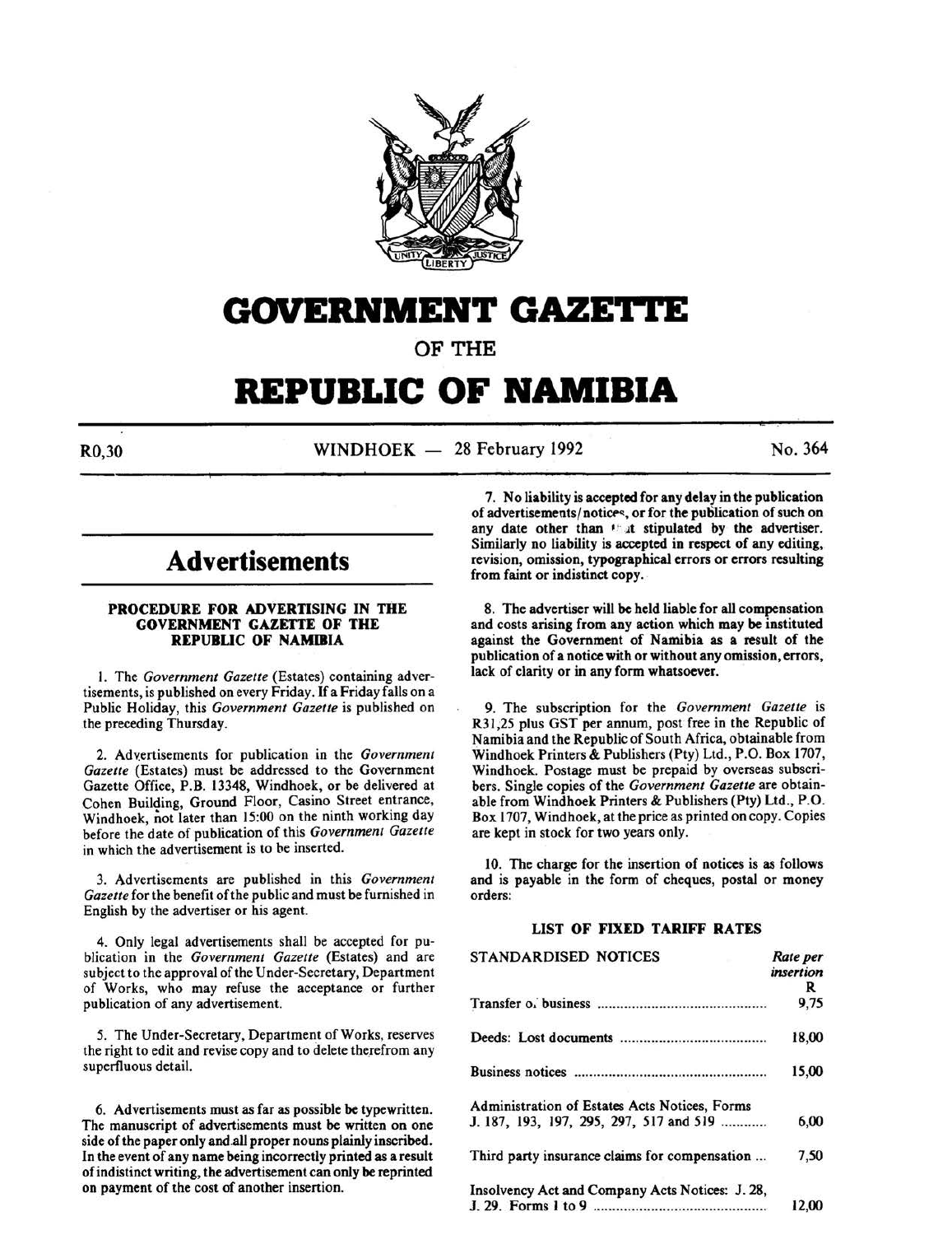# GOVERNMENT GAZETTE

OF THE

# REPUBLIC OF NAMIBIA

R0,30 WINDHOEK — 28 February 1992 No. 364

## Advertisements

### PROCEDURE FOR ADVERTISING IN THE GOVERNMENT GAZETTE OF THE REPUBLIC OF NAMIBIA

1. The *Government Gazette* (Estates) containing advertisements, is published on every Friday. If a Friday falls on a Public Holiday, this *Government Gazette* is published on the preceding Thursday.

2. Advertisements for publication in the *Government Gazette* (Estates) must be addressed to the Government Gazette Office, P.B. 13348, Windhoek, or be delivered at Cohen Building, Ground Floor, Casino Street entrance, Windhoek, not later than 15:00 on the ninth working day before the date of publication of this *Government Gazette* in which the advertisement is to be inserted.

3. Advertisements are published in this *Government Gazette* for the benefit of the public and must be furnished in English by the advertiser or his agent.

4. Only legal advertisements shall be accepted for publication in the *Government Gazette* (Estates) and are subject to the approval of the Under-Secretary, Department of Works, who may refuse the acceptance or further publication of any advertisement.

5. The Under-Secretary, Department of Works, reserves the right to edit and revise copy and to delete therefrom any superfluous detail.

6. Advertisements must as far as possible be typewritten. The manuscript of advertisements must be written on one side of the paper only and all proper nouns plainly inscribed. In the event of any name being incorrectly printed as a result of indistinct writing, the advertisement can only be reprinted on payment of the cost of another insertion.

7. No liability is accepted for any delay in the publication of advertisements/notices, or for the publication of such on any date other than that stipulated by the advertiser. Similarly no liability is accepted in respect of any editing, revision, omission, typographical errors or errors resulting from faint or indistinct copy.

8. The advertiser will be held liable for all compensation and costs arising from any action which may be instituted against the Government of Namibia as a result of the publication of a notice with or without any omission, errors, lack of clarity or in any form whatsoever.

9. The subscription for the *Government Gazette* is R31,25 plus GST per annum, post free in the Republic of Namibia and the Republic of South Africa, obtainable from Windhoek Printers & Publishers (Pty) Ltd., P.O. Box 1707, Windhoek. Postage must be prepaid by overseas subscribers. Single copies of the *Government Gazette* are obtainable from Windhoek Printers & Publishers (Pty) Ltd., P.O. Box 1707, Windhoek, at the price as printed on copy. Copies are kept in stock for two years only.

10. The charge for the insertion of notices is as follows and is payable in the form of cheques, postal or money orders:

### LIST OF FIXED TARIFF RATES

| STANDARDISED NOTICES | *Rate per insertion* R |
|---|---|
| Transfer of business | 9,75 |
| Deeds: Lost documents | 18,00 |
| Business notices | 15,00 |
| Administration of Estates Acts Notices, Forms J. 187, 193, 197, 295, 297, 517 and 519 | 6,00 |
| Third party insurance claims for compensation | 7,50 |
| Insolvency Act and Company Acts Notices: J. 28, J. 29. Forms 1 to 9 | 12,00 |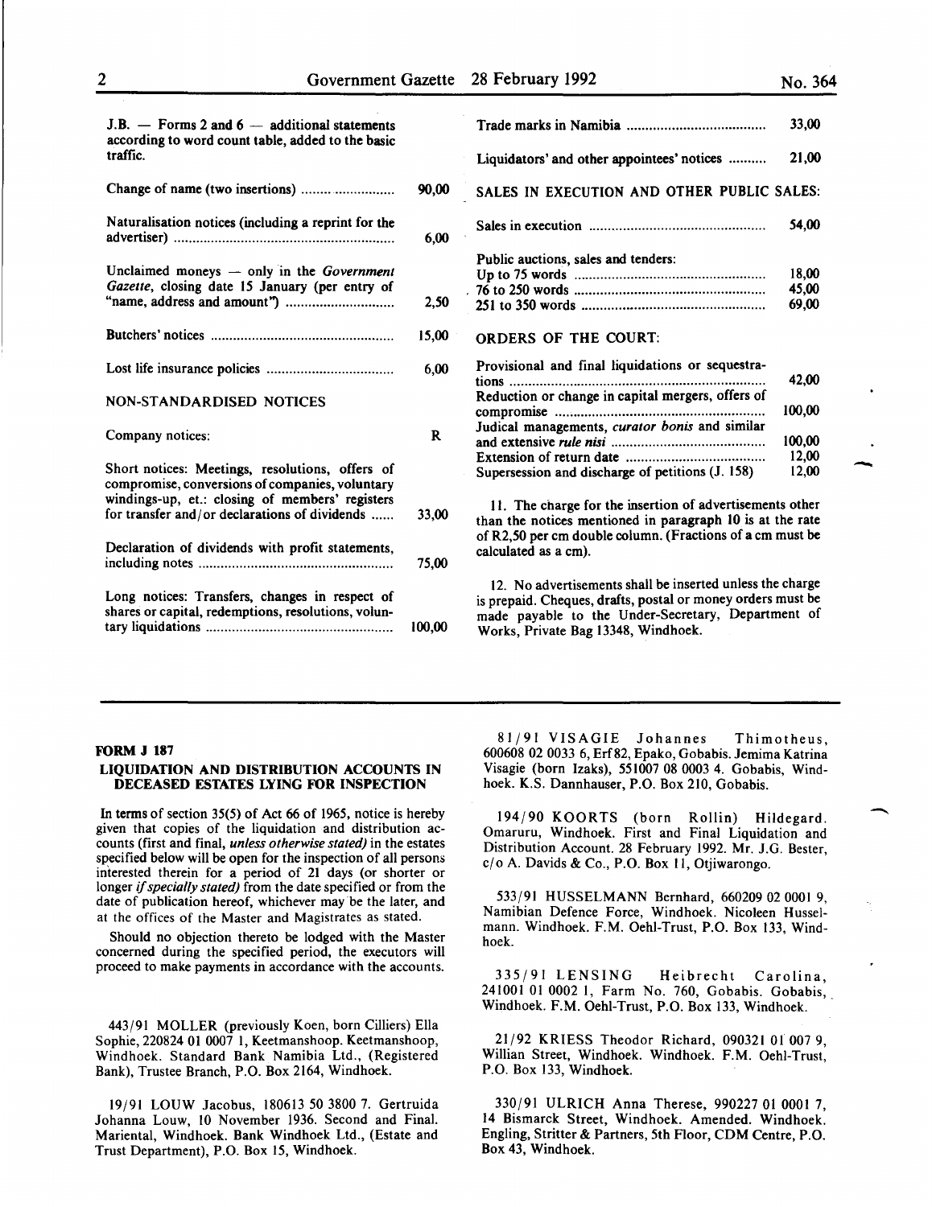J.B. — Forms 2 and 6 — additional statements according to word count table, added to the basic traffic.

| | |
|---|---|
| Change of name (two insertions) | 90,00 |
| Naturalisation notices (including a reprint for the advertiser) | 6,00 |
| Unclaimed moneys — only in the *Government Gazette*, closing date 15 January (per entry of "name, address and amount") | 2,50 |
| Butchers' notices | 15,00 |
| Lost life insurance policies | 6,00 |

NON-STANDARDISED NOTICES

| | |
|---|---|
| Company notices: | R |
| Short notices: Meetings, resolutions, offers of compromise, conversions of companies, voluntary windings-up, et.: closing of members' registers for transfer and/or declarations of dividends | 33,00 |
| Declaration of dividends with profit statements, including notes | 75,00 |
| Long notices: Transfers, changes in respect of shares or capital, redemptions, resolutions, voluntary liquidations | 100,00 |
| Trade marks in Namibia | 33,00 |
| Liquidators' and other appointees' notices | 21,00 |

SALES IN EXECUTION AND OTHER PUBLIC SALES:

| | |
|---|---|
| Sales in execution | 54,00 |
| Public auctions, sales and tenders: | |
| Up to 75 words | 18,00 |
| 76 to 250 words | 45,00 |
| 251 to 350 words | 69,00 |

ORDERS OF THE COURT:

| | |
|---|---|
| Provisional and final liquidations or sequestrations | 42,00 |
| Reduction or change in capital mergers, offers of compromise | 100,00 |
| Judical managements, *curator bonis* and similar and extensive *rule nisi* | 100,00 |
| Extension of return date | 12,00 |
| Supersession and discharge of petitions (J. 158) | 12,00 |

11. The charge for the insertion of advertisements other than the notices mentioned in paragraph 10 is at the rate of R2,50 per cm double column. (Fractions of a cm must be calculated as a cm).

12. No advertisements shall be inserted unless the charge is prepaid. Cheques, drafts, postal or money orders must be made payable to the Under-Secretary, Department of Works, Private Bag 13348, Windhoek.

---

**FORM J 187**

**LIQUIDATION AND DISTRIBUTION ACCOUNTS IN DECEASED ESTATES LYING FOR INSPECTION**

In terms of section 35(5) of Act 66 of 1965, notice is hereby given that copies of the liquidation and distribution accounts (first and final, *unless otherwise stated)* in the estates specified below will be open for the inspection of all persons interested therein for a period of 21 days (or shorter or longer *if specially stated)* from the date specified or from the date of publication hereof, whichever may be the later, and at the offices of the Master and Magistrates as stated.

Should no objection thereto be lodged with the Master concerned during the specified period, the executors will proceed to make payments in accordance with the accounts.

443/91 MOLLER (previously Koen, born Cilliers) Ella Sophie, 220824 01 0007 1, Keetmanshoop. Keetmanshoop, Windhoek. Standard Bank Namibia Ltd., (Registered Bank), Trustee Branch, P.O. Box 2164, Windhoek.

19/91 LOUW Jacobus, 180613 50 3800 7. Gertruida Johanna Louw, 10 November 1936. Second and Final. Mariental, Windhoek. Bank Windhoek Ltd., (Estate and Trust Department), P.O. Box 15, Windhoek.

81/91 VISAGIE Johannes Thimotheus, 600608 02 0033 6, Erf 82, Epako, Gobabis. Jemima Katrina Visagie (born Izaks), 551007 08 0003 4. Gobabis, Windhoek. K.S. Dannhauser, P.O. Box 210, Gobabis.

194/90 KOORTS (born Rollin) Hildegard. Omaruru, Windhoek. First and Final Liquidation and Distribution Account. 28 February 1992. Mr. J.G. Bester, c/o A. Davids & Co., P.O. Box 11, Otjiwarongo.

533/91 HUSSELMANN Bernhard, 660209 02 0001 9, Namibian Defence Force, Windhoek. Nicoleen Husselmann. Windhoek. F.M. Oehl-Trust, P.O. Box 133, Windhoek.

335/91 LENSING Heibrecht Carolina, 241001 01 0002 1, Farm No. 760, Gobabis. Gobabis, Windhoek. F.M. Oehl-Trust, P.O. Box 133, Windhoek.

21/92 KRIESS Theodor Richard, 090321 01 007 9, Willian Street, Windhoek. Windhoek. F.M. Oehl-Trust, P.O. Box 133, Windhoek.

330/91 ULRICH Anna Therese, 990227 01 0001 7, 14 Bismarck Street, Windhoek. Amended. Windhoek. Engling, Stritter & Partners, 5th Floor, CDM Centre, P.O. Box 43, Windhoek.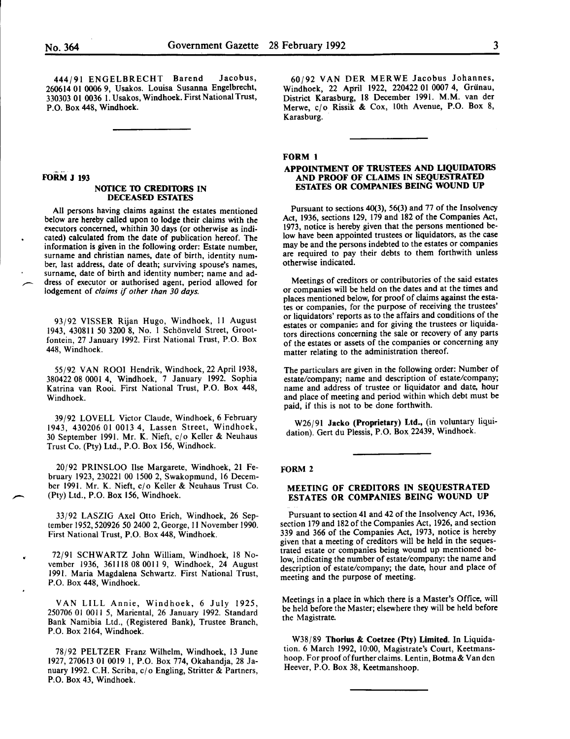444/91 ENGELBRECHT Barend Jacobus, 260614 01 0006 9, Usakos. Louisa Susanna Engelbrecht, 330303 01 0036 1. Usakos, Windhoek. First National Trust, P.O. Box 448, Windhoek.

## FORM J 193

### NOTICE TO CREDITORS IN DECEASED ESTATES

All persons having claims against the estates mentioned below are hereby called upon to lodge their claims with the executors concerned, whithin 30 days (or otherwise as indicated) calculated from the date of publication hereof. The information is given in the following order: Estate number, surname and christian names, date of birth, identity number, last address, date of death; surviving spouse's names, surname, date of birth and identity number; name and address of executor or authorised agent, period allowed for lodgement of *claims if other than 30 days.*

93/92 VISSER Rijan Hugo, Windhoek, 11 August 1943, 430811 50 3200 8, No. 1 Schönveld Street, Grootfontein, 27 January 1992. First National Trust, P.O. Box 448, Windhoek.

55/92 VAN ROOI Hendrik, Windhoek, 22 April 1938, 380422 08 0001 4, Windhoek, 7 January 1992. Sophia Katrina van Rooi. First National Trust, P.O. Box 448, Windhoek.

39/92 LOVELL Victor Claude, Windhoek, 6 February 1943, 430206 01 0013 4, Lassen Street, Windhoek, 30 September 1991. Mr. K. Nieft, c/o Keller & Neuhaus Trust Co. (Pty) Ltd., P.O. Box 156, Windhoek.

20/92 PRINSLOO Ilse Margarete, Windhoek, 21 February 1923, 230221 00 1500 2, Swakopmund, 16 December 1991. Mr. K. Nieft, c/o Keller & Neuhaus Trust Co. (Pty) Ltd., P.O. Box 156, Windhoek.

33/92 LASZIG Axel Otto Erich, Windhoek, 26 September 1952, 520926 50 2400 2, George, 11 November 1990. First National Trust, P.O. Box 448, Windhoek.

72/91 SCHWARTZ John William, Windhoek, 18 November 1936, 361118 08 0011 9, Windhoek, 24 August 1991. Maria Magdalena Schwartz. First National Trust, P.O. Box 448, Windhoek.

VAN LILL Annie, Windhoek, 6 July 1925, 250706 01 0011 5, Mariental, 26 January 1992. Standard Bank Namibia Ltd., (Registered Bank), Trustee Branch, P.O. Box 2164, Windhoek.

78/92 PELTZER Franz Wilhelm, Windhoek, 13 June 1927, 270613 01 0019 1, P.O. Box 774, Okahandja, 28 January 1992. C.H. Scriba, c/o Engling, Stritter & Partners, P.O. Box 43, Windhoek.

60/92 VAN DER MERWE Jacobus Johannes, Windhoek, 22 April 1922, 220422 01 0007 4, Grünau, District Karasburg, 18 December 1991. M.M. van der Merwe, c/o Rissik & Cox, 10th Avenue, P.O. Box 8, Karasburg.

## FORM 1

### APPOINTMENT OF TRUSTEES AND LIQUIDATORS AND PROOF OF CLAIMS IN SEQUESTRATED ESTATES OR COMPANIES BEING WOUND UP

Pursuant to sections 40(3), 56(3) and 77 of the Insolvency Act, 1936, sections 129, 179 and 182 of the Companies Act, 1973, notice is hereby given that the persons mentioned below have been appointed trustees or liquidators, as the case may be and the persons indebted to the estates or companies are required to pay their debts to them forthwith unless otherwise indicated.

Meetings of creditors or contributories of the said estates or companies will be held on the dates and at the times and places mentioned below, for proof of claims against the estates or companies, for the purpose of receiving the trustees' or liquidators' reports as to the affairs and conditions of the estates or companies and for giving the trustees or liquidators directions concerning the sale or recovery of any parts of the estates or assets of the companies or concerning any matter relating to the administration thereof.

The particulars are given in the following order: Number of estate/company; name and description of estate/company; name and address of trustee or liquidator and date, hour and place of meeting and period within which debt must be paid, if this is not to be done forthwith.

W26/91 **Jacko (Proprietary) Ltd.**, (in voluntary liquidation). Gert du Plessis, P.O. Box 22439, Windhoek.

## FORM 2

### MEETING OF CREDITORS IN SEQUESTRATED ESTATES OR COMPANIES BEING WOUND UP

Pursuant to section 41 and 42 of the Insolvency Act, 1936, section 179 and 182 of the Companies Act, 1926, and section 339 and 366 of the Companies Act, 1973, notice is hereby given that a meeting of creditors will be held in the sequestrated estate or companies being wound up mentioned below, indicating the number of estate/company: the name and description of estate/company; the date, hour and place of meeting and the purpose of meeting.

Meetings in a place in which there is a Master's Office, will be held before the Master; elsewhere they will be held before the Magistrate.

W38/89 **Thorius & Coetzee (Pty) Limited.** In Liquidation. 6 March 1992, 10:00, Magistrate's Court, Keetmanshoop. For proof of further claims. Lentin, Botma & Van den Heever, P.O. Box 38, Keetmanshoop.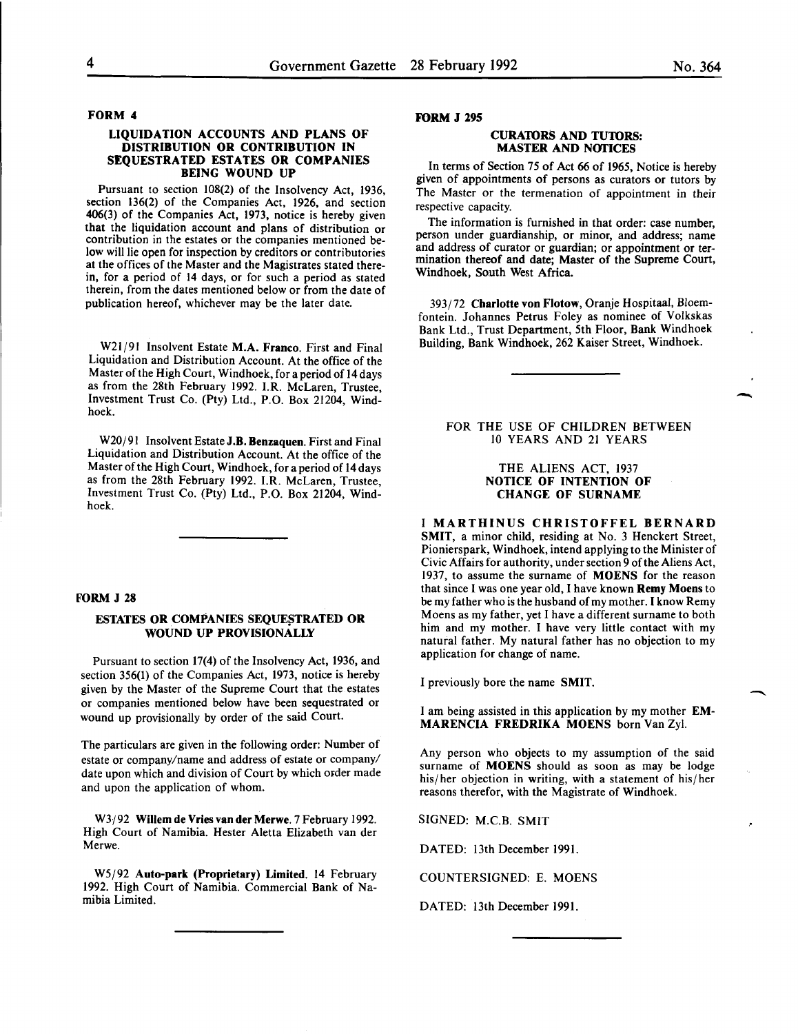### FORM 4

#### LIQUIDATION ACCOUNTS AND PLANS OF DISTRIBUTION OR CONTRIBUTION IN SEQUESTRATED ESTATES OR COMPANIES BEING WOUND UP

Pursuant to section 108(2) of the Insolvency Act, 1936, section 136(2) of the Companies Act, 1926, and section 406(3) of the Companies Act, 1973, notice is hereby given that the liquidation account and plans of distribution or contribution in the estates or the companies mentioned below will lie open for inspection by creditors or contributories at the offices of the Master and the Magistrates stated therein, for a period of 14 days, or for such a period as stated therein, from the dates mentioned below or from the date of publication hereof, whichever may be the later date.

W21/91 Insolvent Estate **M.A. Franco**. First and Final Liquidation and Distribution Account. At the office of the Master of the High Court, Windhoek, for a period of 14 days as from the 28th February 1992. I.R. McLaren, Trustee, Investment Trust Co. (Pty) Ltd., P.O. Box 21204, Windhoek.

W20/91 Insolvent Estate **J.B. Benzaquen**. First and Final Liquidation and Distribution Account. At the office of the Master of the High Court, Windhoek, for a period of 14 days as from the 28th February 1992. I.R. McLaren, Trustee, Investment Trust Co. (Pty) Ltd., P.O. Box 21204, Windhoek.

### FORM J 28

#### ESTATES OR COMPANIES SEQUESTRATED OR WOUND UP PROVISIONALLY

Pursuant to section 17(4) of the Insolvency Act, 1936, and section 356(1) of the Companies Act, 1973, notice is hereby given by the Master of the Supreme Court that the estates or companies mentioned below have been sequestrated or wound up provisionally by order of the said Court.

The particulars are given in the following order: Number of estate or company/name and address of estate or company/ date upon which and division of Court by which order made and upon the application of whom.

W3/92 **Willem de Vries van der Merwe**. 7 February 1992. High Court of Namibia. Hester Aletta Elizabeth van der Merwe.

W5/92 **Auto-park (Proprietary) Limited**. 14 February 1992. High Court of Namibia. Commercial Bank of Namibia Limited.

### FORM J 295

#### CURATORS AND TUTORS: MASTER AND NOTICES

In terms of Section 75 of Act 66 of 1965, Notice is hereby given of appointments of persons as curators or tutors by The Master or the termenation of appointment in their respective capacity.

The information is furnished in that order: case number, person under guardianship, or minor, and address; name and address of curator or guardian; or appointment or termination thereof and date; Master of the Supreme Court, Windhoek, South West Africa.

393/72 **Charlotte von Flotow**, Oranje Hospitaal, Bloemfontein. Johannes Petrus Foley as nominee of Volkskas Bank Ltd., Trust Department, 5th Floor, Bank Windhoek Building, Bank Windhoek, 262 Kaiser Street, Windhoek.

FOR THE USE OF CHILDREN BETWEEN 10 YEARS AND 21 YEARS

THE ALIENS ACT, 1937
**NOTICE OF INTENTION OF CHANGE OF SURNAME**

I **MARTHINUS CHRISTOFFEL BERNARD SMIT**, a minor child, residing at No. 3 Henckert Street, Pionierspark, Windhoek, intend applying to the Minister of Civic Affairs for authority, under section 9 of the Aliens Act, 1937, to assume the surname of **MOENS** for the reason that since I was one year old, I have known **Remy Moens** to be my father who is the husband of my mother. I know Remy Moens as my father, yet I have a different surname to both him and my mother. I have very little contact with my natural father. My natural father has no objection to my application for change of name.

I previously bore the name **SMIT**.

I am being assisted in this application by my mother **EMMARENCIA FREDRIKA MOENS** born Van Zyl.

Any person who objects to my assumption of the said surname of **MOENS** should as soon as may be lodge his/her objection in writing, with a statement of his/her reasons therefor, with the Magistrate of Windhoek.

SIGNED: M.C.B. SMIT

DATED: 13th December 1991.

COUNTERSIGNED: E. MOENS

DATED: 13th December 1991.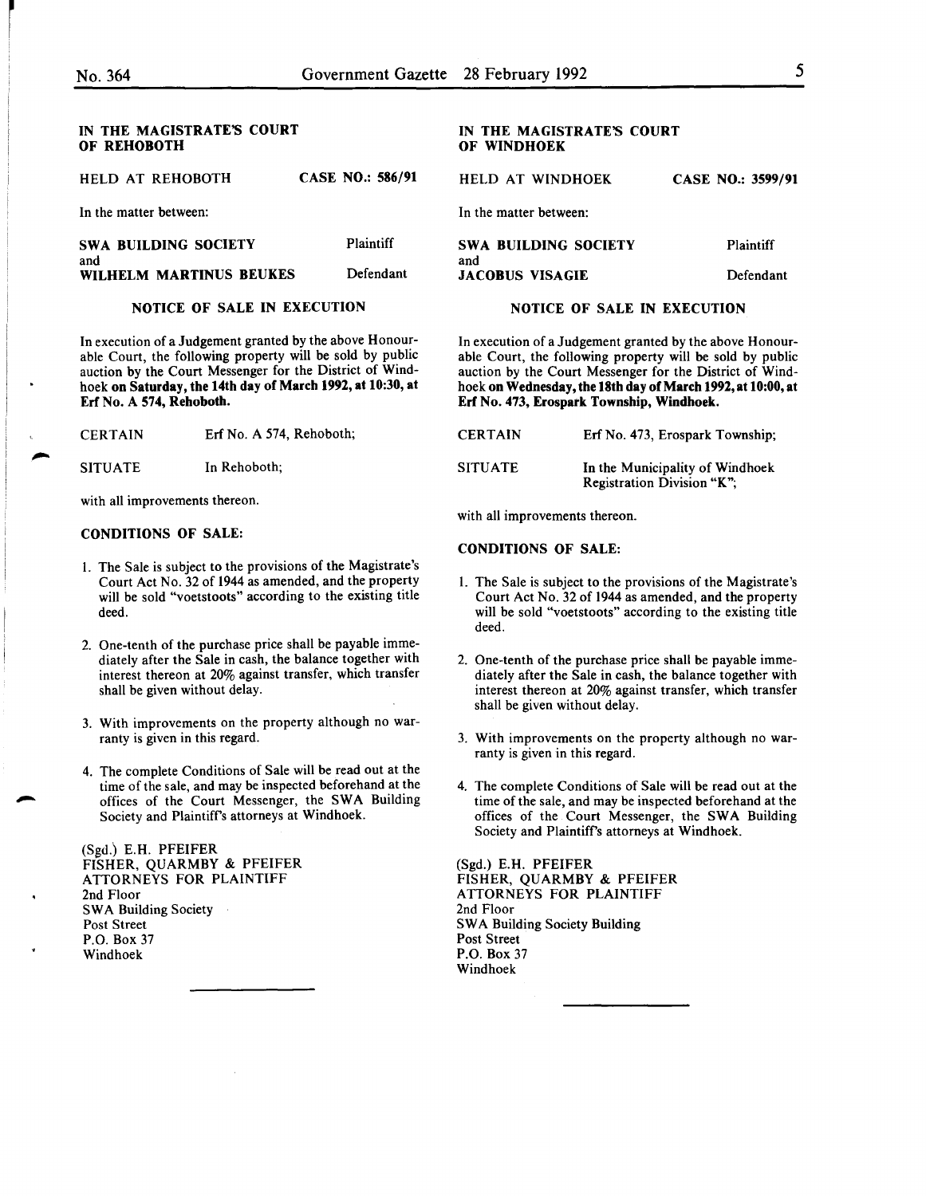**IN THE MAGISTRATE'S COURT OF REHOBOTH**

HELD AT REHOBOTH **CASE NO.: 586/91**

In the matter between:

**SWA BUILDING SOCIETY** Plaintiff

and

**WILHELM MARTINUS BEUKES** Defendant

**NOTICE OF SALE IN EXECUTION**

In execution of a Judgement granted by the above Honourable Court, the following property will be sold by public auction by the Court Messenger for the District of Windhoek **on Saturday, the 14th day of March 1992, at 10:30, at Erf No. A 574, Rehoboth.**

CERTAIN Erf No. A 574, Rehoboth;

SITUATE In Rehoboth;

with all improvements thereon.

**CONDITIONS OF SALE:**

1. The Sale is subject to the provisions of the Magistrate's Court Act No. 32 of 1944 as amended, and the property will be sold "voetstoots" according to the existing title deed.
2. One-tenth of the purchase price shall be payable immediately after the Sale in cash, the balance together with interest thereon at 20% against transfer, which transfer shall be given without delay.
3. With improvements on the property although no warranty is given in this regard.
4. The complete Conditions of Sale will be read out at the time of the sale, and may be inspected beforehand at the offices of the Court Messenger, the SWA Building Society and Plaintiff's attorneys at Windhoek.

(Sgd.) E.H. PFEIFER
FISHER, QUARMBY & PFEIFER
ATTORNEYS FOR PLAINTIFF
2nd Floor
SWA Building Society
Post Street
P.O. Box 37
Windhoek

---

**IN THE MAGISTRATE'S COURT OF WINDHOEK**

HELD AT WINDHOEK **CASE NO.: 3599/91**

In the matter between:

**SWA BUILDING SOCIETY** Plaintiff

and

**JACOBUS VISAGIE** Defendant

**NOTICE OF SALE IN EXECUTION**

In execution of a Judgement granted by the above Honourable Court, the following property will be sold by public auction by the Court Messenger for the District of Windhoek **on Wednesday, the 18th day of March 1992, at 10:00, at Erf No. 473, Erospark Township, Windhoek.**

CERTAIN Erf No. 473, Erospark Township;

SITUATE In the Municipality of Windhoek Registration Division "K";

with all improvements thereon.

**CONDITIONS OF SALE:**

1. The Sale is subject to the provisions of the Magistrate's Court Act No. 32 of 1944 as amended, and the property will be sold "voetstoots" according to the existing title deed.
2. One-tenth of the purchase price shall be payable immediately after the Sale in cash, the balance together with interest thereon at 20% against transfer, which transfer shall be given without delay.
3. With improvements on the property although no warranty is given in this regard.
4. The complete Conditions of Sale will be read out at the time of the sale, and may be inspected beforehand at the offices of the Court Messenger, the SWA Building Society and Plaintiff's attorneys at Windhoek.

(Sgd.) E.H. PFEIFER
FISHER, QUARMBY & PFEIFER
ATTORNEYS FOR PLAINTIFF
2nd Floor
SWA Building Society Building
Post Street
P.O. Box 37
Windhoek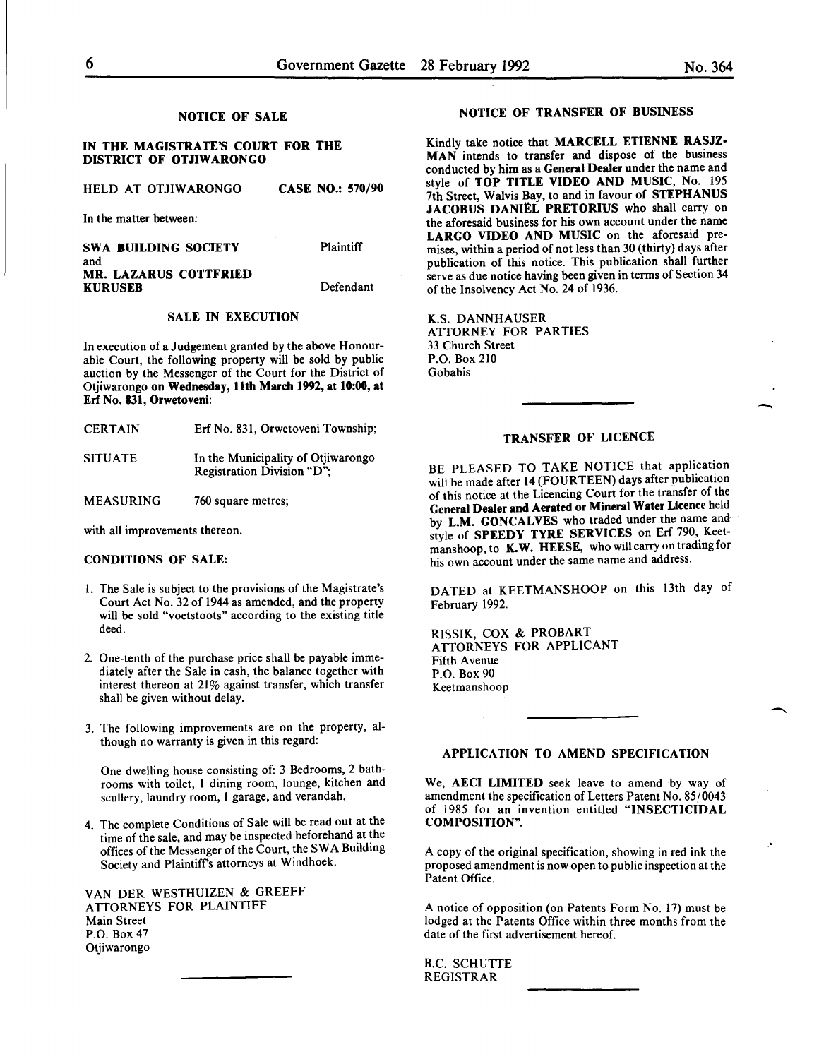## NOTICE OF SALE

### IN THE MAGISTRATE'S COURT FOR THE DISTRICT OF OTJIWARONGO

HELD AT OTJIWARONGO **CASE NO.: 570/90**

In the matter between:

**SWA BUILDING SOCIETY** Plaintiff
and
**MR. LAZARUS COTTFRIED KURUSEB** Defendant

### SALE IN EXECUTION

In execution of a Judgement granted by the above Honourable Court, the following property will be sold by public auction by the Messenger of the Court for the District of Otjiwarongo **on Wednesday, 11th March 1992, at 10:00, at Erf No. 831, Orwetoveni:**

| | |
|---|---|
| CERTAIN | Erf No. 831, Orwetoveni Township; |
| SITUATE | In the Municipality of Otjiwarongo Registration Division "D"; |
| MEASURING | 760 square metres; |

with all improvements thereon.

**CONDITIONS OF SALE:**

1. The Sale is subject to the provisions of the Magistrate's Court Act No. 32 of 1944 as amended, and the property will be sold "voetstoots" according to the existing title deed.

2. One-tenth of the purchase price shall be payable immediately after the Sale in cash, the balance together with interest thereon at 21% against transfer, which transfer shall be given without delay.

3. The following improvements are on the property, although no warranty is given in this regard:

   One dwelling house consisting of: 3 Bedrooms, 2 bathrooms with toilet, 1 dining room, lounge, kitchen and scullery, laundry room, 1 garage, and verandah.

4. The complete Conditions of Sale will be read out at the time of the sale, and may be inspected beforehand at the offices of the Messenger of the Court, the SWA Building Society and Plaintiff's attorneys at Windhoek.

VAN DER WESTHUIZEN & GREEFF
ATTORNEYS FOR PLAINTIFF
Main Street
P.O. Box 47
Otjiwarongo

---

## NOTICE OF TRANSFER OF BUSINESS

Kindly take notice that **MARCELL ETIENNE RASJZMAN** intends to transfer and dispose of the business conducted by him as a **General Dealer** under the name and style of **TOP TITLE VIDEO AND MUSIC**, No. 195 7th Street, Walvis Bay, to and in favour of **STEPHANUS JACOBUS DANIËL PRETORIUS** who shall carry on the aforesaid business for his own account under the name **LARGO VIDEO AND MUSIC** on the aforesaid premises, within a period of not less than 30 (thirty) days after publication of this notice. This publication shall further serve as due notice having been given in terms of Section 34 of the Insolvency Act No. 24 of 1936.

K.S. DANNHAUSER
ATTORNEY FOR PARTIES
33 Church Street
P.O. Box 210
Gobabis

---

## TRANSFER OF LICENCE

BE PLEASED TO TAKE NOTICE that application will be made after 14 (FOURTEEN) days after publication of this notice at the Licencing Court for the transfer of the **General Dealer and Aerated or Mineral Water Licence** held by **L.M. GONCALVES** who traded under the name and style of **SPEEDY TYRE SERVICES** on Erf 790, Keetmanshoop, to **K.W. HEESE**, who will carry on trading for his own account under the same name and address.

DATED at KEETMANSHOOP on this 13th day of February 1992.

RISSIK, COX & PROBART
ATTORNEYS FOR APPLICANT
Fifth Avenue
P.O. Box 90
Keetmanshoop

---

## APPLICATION TO AMEND SPECIFICATION

We, **AECI LIMITED** seek leave to amend by way of amendment the specification of Letters Patent No. 85/0043 of 1985 for an invention entitled **"INSECTICIDAL COMPOSITION"**.

A copy of the original specification, showing in red ink the proposed amendment is now open to public inspection at the Patent Office.

A notice of opposition (on Patents Form No. 17) must be lodged at the Patents Office within three months from the date of the first advertisement hereof.

B.C. SCHUTTE
REGISTRAR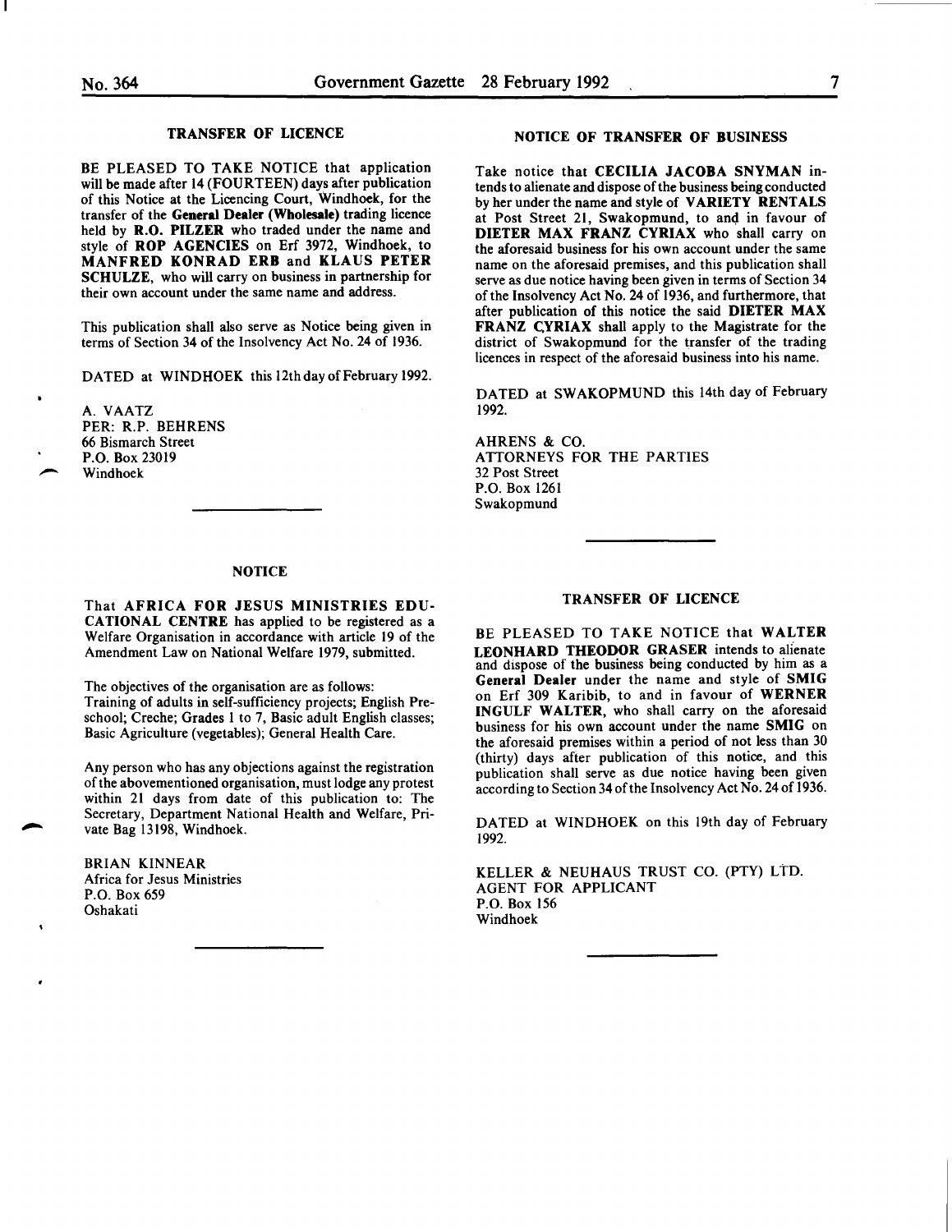## TRANSFER OF LICENCE

BE PLEASED TO TAKE NOTICE that application will be made after 14 (FOURTEEN) days after publication of this Notice at the Licencing Court, Windhoek, for the transfer of the **General Dealer (Wholesale)** trading licence held by **R.O. PILZER** who traded under the name and style of **ROP AGENCIES** on Erf 3972, Windhoek, to **MANFRED KONRAD ERB** and **KLAUS PETER SCHULZE**, who will carry on business in partnership for their own account under the same name and address.

This publication shall also serve as Notice being given in terms of Section 34 of the Insolvency Act No. 24 of 1936.

DATED at WINDHOEK this 12th day of February 1992.

A. VAATZ
PER: R.P. BEHRENS
66 Bismarch Street
P.O. Box 23019
Windhoek

---

## NOTICE

That **AFRICA FOR JESUS MINISTRIES EDUCATIONAL CENTRE** has applied to be registered as a Welfare Organisation in accordance with article 19 of the Amendment Law on National Welfare 1979, submitted.

The objectives of the organisation are as follows:
Training of adults in self-sufficiency projects; English Preschool; Creche; Grades 1 to 7, Basic adult English classes; Basic Agriculture (vegetables); General Health Care.

Any person who has any objections against the registration of the abovementioned organisation, must lodge any protest within 21 days from date of this publication to: The Secretary, Department National Health and Welfare, Private Bag 13198, Windhoek.

BRIAN KINNEAR
Africa for Jesus Ministries
P.O. Box 659
Oshakati

---

## NOTICE OF TRANSFER OF BUSINESS

Take notice that **CECILIA JACOBA SNYMAN** intends to alienate and dispose of the business being conducted by her under the name and style of **VARIETY RENTALS** at Post Street 21, Swakopmund, to and in favour of **DIETER MAX FRANZ CYRIAX** who shall carry on the aforesaid business for his own account under the same name on the aforesaid premises, and this publication shall serve as due notice having been given in terms of Section 34 of the Insolvency Act No. 24 of 1936, and furthermore, that after publication of this notice the said **DIETER MAX FRANZ CYRIAX** shall apply to the Magistrate for the district of Swakopmund for the transfer of the trading licences in respect of the aforesaid business into his name.

DATED at SWAKOPMUND this 14th day of February 1992.

AHRENS & CO.
ATTORNEYS FOR THE PARTIES
32 Post Street
P.O. Box 1261
Swakopmund

---

## TRANSFER OF LICENCE

BE PLEASED TO TAKE NOTICE that **WALTER LEONHARD THEODOR GRASER** intends to alienate and dispose of the business being conducted by him as a **General Dealer** under the name and style of **SMIG** on Erf 309 Karibib, to and in favour of **WERNER INGULF WALTER**, who shall carry on the aforesaid business for his own account under the name **SMIG** on the aforesaid premises within a period of not less than 30 (thirty) days after publication of this notice, and this publication shall serve as due notice having been given according to Section 34 of the Insolvency Act No. 24 of 1936.

DATED at WINDHOEK on this 19th day of February 1992.

KELLER & NEUHAUS TRUST CO. (PTY) LTD.
AGENT FOR APPLICANT
P.O. Box 156
Windhoek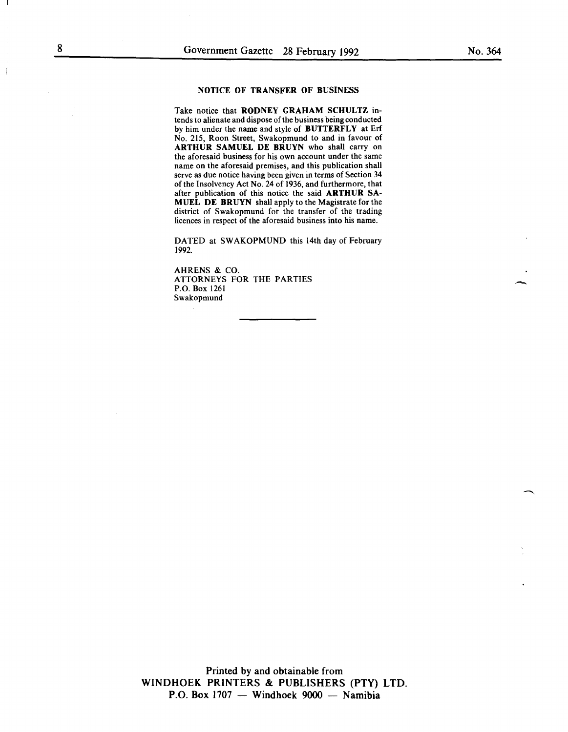## NOTICE OF TRANSFER OF BUSINESS

Take notice that **RODNEY GRAHAM SCHULTZ** intends to alienate and dispose of the business being conducted by him under the name and style of **BUTTERFLY** at Erf No. 215, Roon Street, Swakopmund to and in favour of **ARTHUR SAMUEL DE BRUYN** who shall carry on the aforesaid business for his own account under the same name on the aforesaid premises, and this publication shall serve as due notice having been given in terms of Section 34 of the Insolvency Act No. 24 of 1936, and furthermore, that after publication of this notice the said **ARTHUR SAMUEL DE BRUYN** shall apply to the Magistrate for the district of Swakopmund for the transfer of the trading licences in respect of the aforesaid business into his name.

DATED at SWAKOPMUND this 14th day of February 1992.

AHRENS & CO.
ATTORNEYS FOR THE PARTIES
P.O. Box 1261
Swakopmund

---

Printed by and obtainable from
WINDHOEK PRINTERS & PUBLISHERS (PTY) LTD.
P.O. Box 1707 — Windhoek 9000 — Namibia